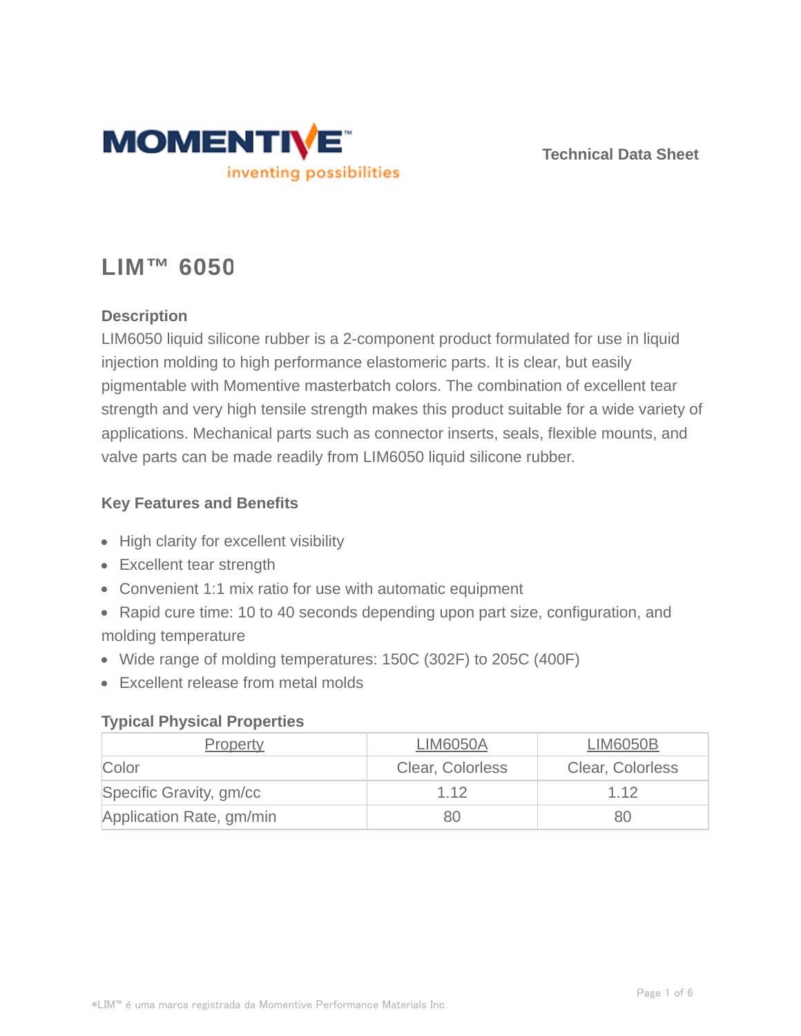MOMENTIVE™
inventing possibilities

Technical Data Sheet

# LIM™ 6050

## Description

LIM6050 liquid silicone rubber is a 2-component product formulated for use in liquid injection molding to high performance elastomeric parts. It is clear, but easily pigmentable with Momentive masterbatch colors. The combination of excellent tear strength and very high tensile strength makes this product suitable for a wide variety of applications. Mechanical parts such as connector inserts, seals, flexible mounts, and valve parts can be made readily from LIM6050 liquid silicone rubber.

## Key Features and Benefits

- High clarity for excellent visibility
- Excellent tear strength
- Convenient 1:1 mix ratio for use with automatic equipment
- Rapid cure time: 10 to 40 seconds depending upon part size, configuration, and molding temperature
- Wide range of molding temperatures: 150C (302F) to 205C (400F)
- Excellent release from metal molds

## Typical Physical Properties

| Property | LIM6050A | LIM6050B |
| --- | --- | --- |
| Color | Clear, Colorless | Clear, Colorless |
| Specific Gravity, gm/cc | 1.12 | 1.12 |
| Application Rate, gm/min | 80 | 80 |

*LIM™ é uma marca registrada da Momentive Performance Materials Inc.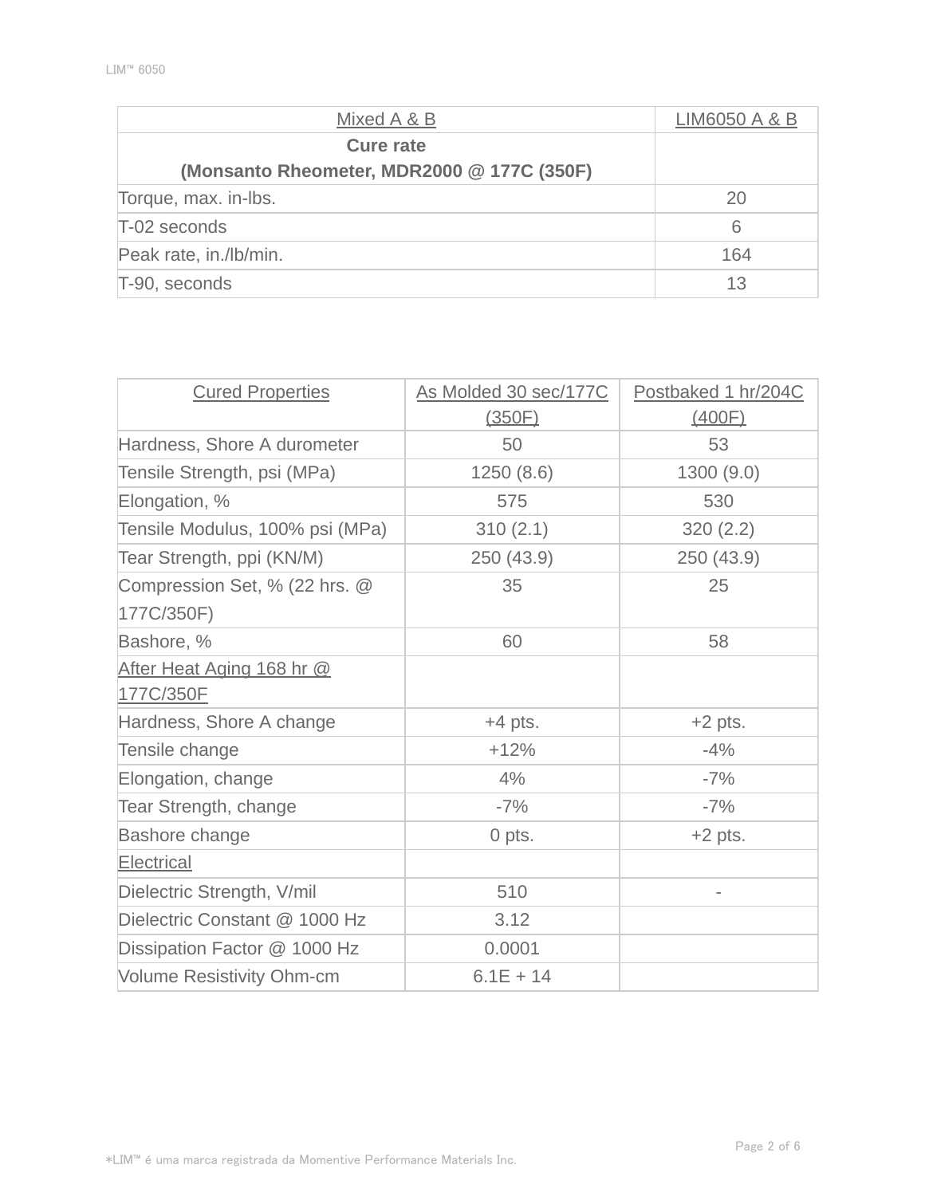| Mixed A & B | LIM6050 A & B |
| --- | --- |
| **Cure rate (Monsanto Rheometer, MDR2000 @ 177C (350F)** | |
| Torque, max. in-lbs. | 20 |
| T-02 seconds | 6 |
| Peak rate, in./lb/min. | 164 |
| T-90, seconds | 13 |

| Cured Properties | As Molded 30 sec/177C (350F) | Postbaked 1 hr/204C (400F) |
| --- | --- | --- |
| Hardness, Shore A durometer | 50 | 53 |
| Tensile Strength, psi (MPa) | 1250 (8.6) | 1300 (9.0) |
| Elongation, % | 575 | 530 |
| Tensile Modulus, 100% psi (MPa) | 310 (2.1) | 320 (2.2) |
| Tear Strength, ppi (KN/M) | 250 (43.9) | 250 (43.9) |
| Compression Set, % (22 hrs. @ 177C/350F) | 35 | 25 |
| Bashore, % | 60 | 58 |
| After Heat Aging 168 hr @ 177C/350F | | |
| Hardness, Shore A change | +4 pts. | +2 pts. |
| Tensile change | +12% | -4% |
| Elongation, change | 4% | -7% |
| Tear Strength, change | -7% | -7% |
| Bashore change | 0 pts. | +2 pts. |
| Electrical | | |
| Dielectric Strength, V/mil | 510 | - |
| Dielectric Constant @ 1000 Hz | 3.12 | |
| Dissipation Factor @ 1000 Hz | 0.0001 | |
| Volume Resistivity Ohm-cm | 6.1E + 14 | |

*LIM™ é uma marca registrada da Momentive Performance Materials Inc.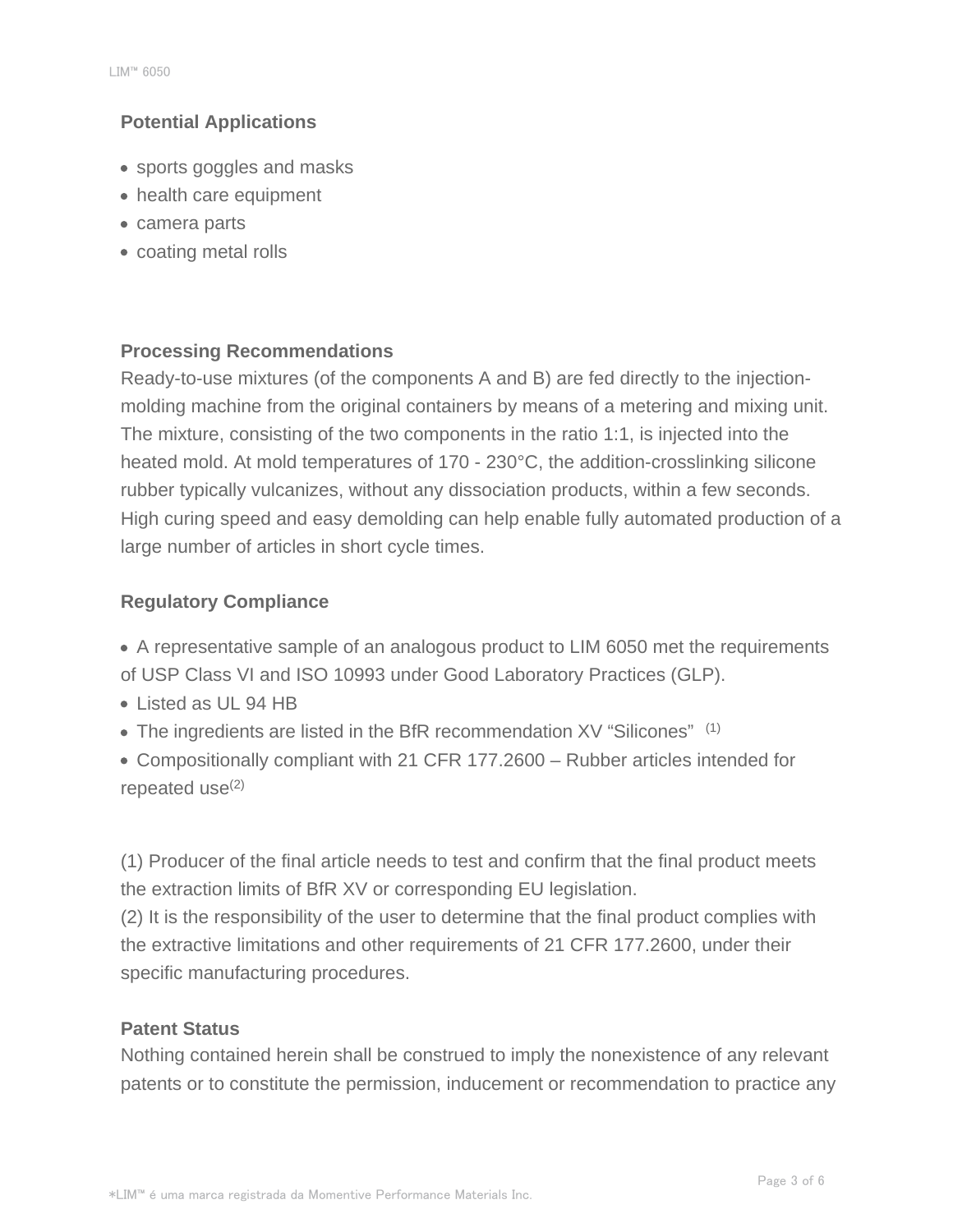## Potential Applications

- sports goggles and masks
- health care equipment
- camera parts
- coating metal rolls

## Processing Recommendations

Ready-to-use mixtures (of the components A and B) are fed directly to the injection-molding machine from the original containers by means of a metering and mixing unit. The mixture, consisting of the two components in the ratio 1:1, is injected into the heated mold. At mold temperatures of 170 - 230°C, the addition-crosslinking silicone rubber typically vulcanizes, without any dissociation products, within a few seconds. High curing speed and easy demolding can help enable fully automated production of a large number of articles in short cycle times.

## Regulatory Compliance

- A representative sample of an analogous product to LIM 6050 met the requirements of USP Class VI and ISO 10993 under Good Laboratory Practices (GLP).
- Listed as UL 94 HB
- The ingredients are listed in the BfR recommendation XV “Silicones” (1)
- Compositionally compliant with 21 CFR 177.2600 – Rubber articles intended for repeated use(2)

(1) Producer of the final article needs to test and confirm that the final product meets the extraction limits of BfR XV or corresponding EU legislation.
(2) It is the responsibility of the user to determine that the final product complies with the extractive limitations and other requirements of 21 CFR 177.2600, under their specific manufacturing procedures.

## Patent Status

Nothing contained herein shall be construed to imply the nonexistence of any relevant patents or to constitute the permission, inducement or recommendation to practice any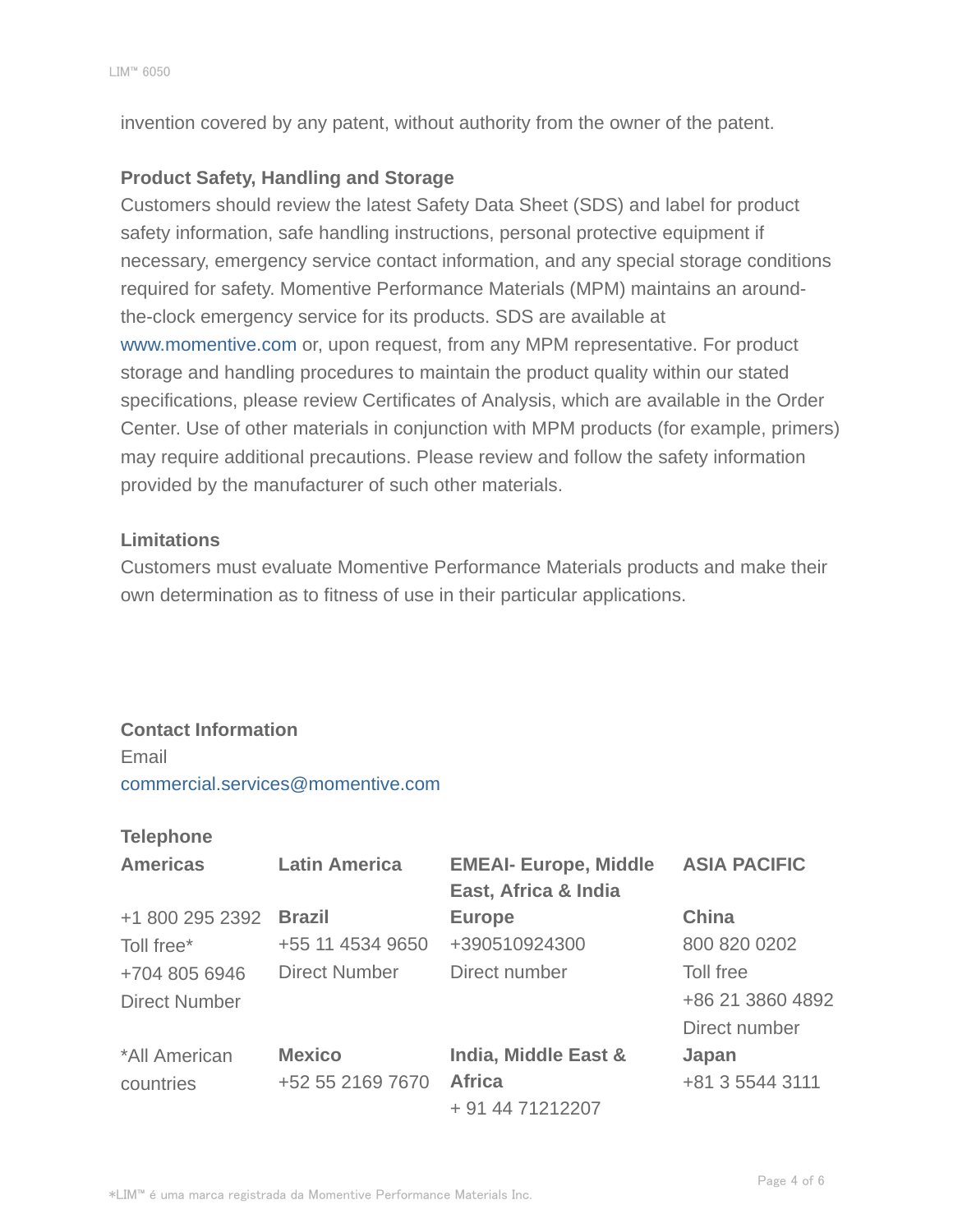invention covered by any patent, without authority from the owner of the patent.

### Product Safety, Handling and Storage

Customers should review the latest Safety Data Sheet (SDS) and label for product safety information, safe handling instructions, personal protective equipment if necessary, emergency service contact information, and any special storage conditions required for safety. Momentive Performance Materials (MPM) maintains an around-the-clock emergency service for its products. SDS are available at www.momentive.com or, upon request, from any MPM representative. For product storage and handling procedures to maintain the product quality within our stated specifications, please review Certificates of Analysis, which are available in the Order Center. Use of other materials in conjunction with MPM products (for example, primers) may require additional precautions. Please review and follow the safety information provided by the manufacturer of such other materials.

### Limitations

Customers must evaluate Momentive Performance Materials products and make their own determination as to fitness of use in their particular applications.

### Contact Information

Email

commercial.services@momentive.com

**Telephone**

| Americas | Latin America | EMEAI- Europe, Middle East, Africa & India | ASIA PACIFIC |
|---|---|---|---|
| +1 800 295 2392<br>Toll free*<br>+704 805 6946<br>Direct Number | **Brazil**<br>+55 11 4534 9650<br>Direct Number | **Europe**<br>+390510924300<br>Direct number | **China**<br>800 820 0202<br>Toll free<br>+86 21 3860 4892<br>Direct number |
| *All American countries | **Mexico**<br>+52 55 2169 7670 | **India, Middle East & Africa**<br>+ 91 44 71212207 | **Japan**<br>+81 3 5544 3111 |

*LIM™ é uma marca registrada da Momentive Performance Materials Inc.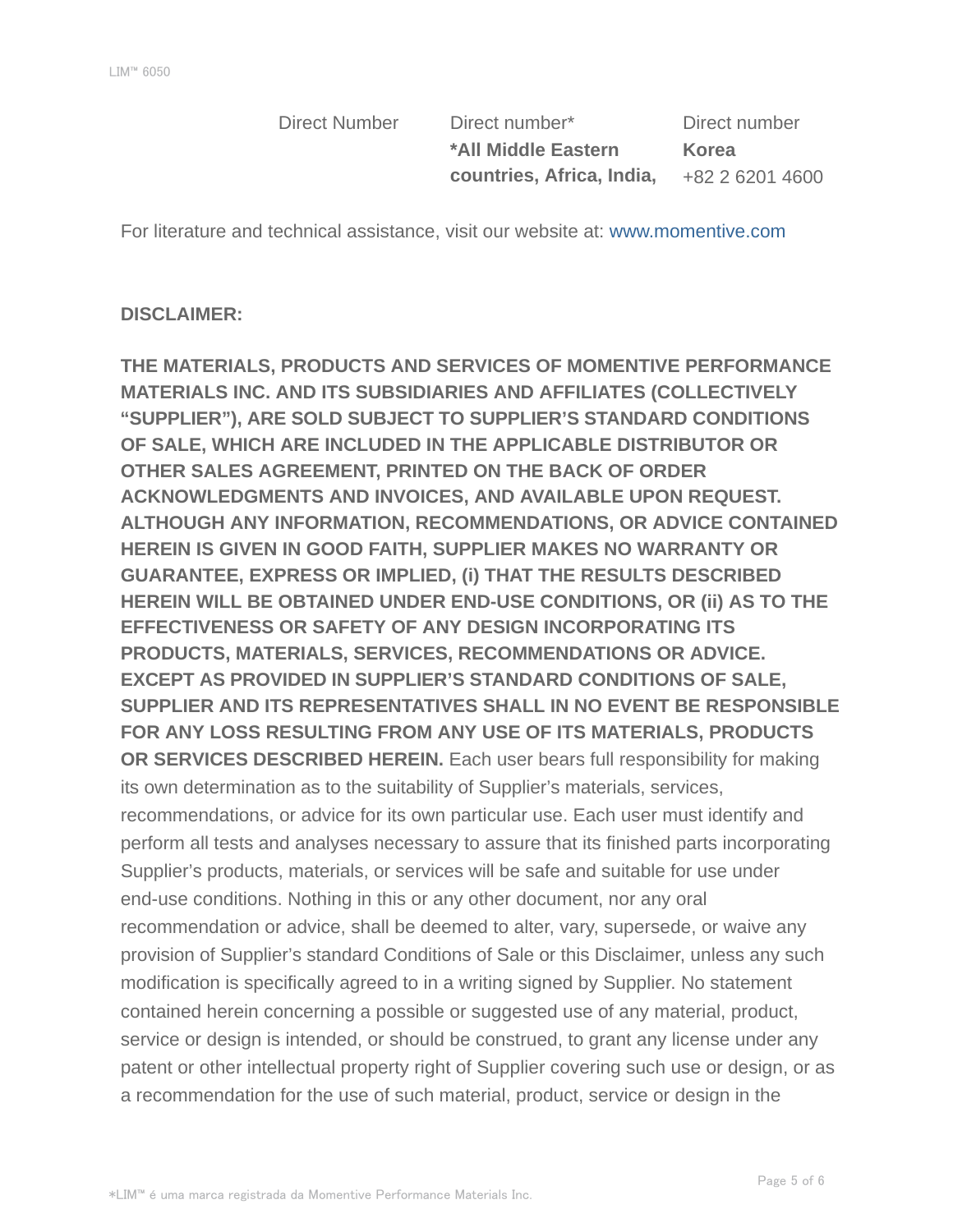| Direct Number | Direct number* | Direct number |
| --- | --- | --- |
| | **\*All Middle Eastern countries, Africa, India,** | **Korea** |
| | | +82 2 6201 4600 |

For literature and technical assistance, visit our website at: www.momentive.com

**DISCLAIMER:**

**THE MATERIALS, PRODUCTS AND SERVICES OF MOMENTIVE PERFORMANCE MATERIALS INC. AND ITS SUBSIDIARIES AND AFFILIATES (COLLECTIVELY "SUPPLIER"), ARE SOLD SUBJECT TO SUPPLIER'S STANDARD CONDITIONS OF SALE, WHICH ARE INCLUDED IN THE APPLICABLE DISTRIBUTOR OR OTHER SALES AGREEMENT, PRINTED ON THE BACK OF ORDER ACKNOWLEDGMENTS AND INVOICES, AND AVAILABLE UPON REQUEST. ALTHOUGH ANY INFORMATION, RECOMMENDATIONS, OR ADVICE CONTAINED HEREIN IS GIVEN IN GOOD FAITH, SUPPLIER MAKES NO WARRANTY OR GUARANTEE, EXPRESS OR IMPLIED, (i) THAT THE RESULTS DESCRIBED HEREIN WILL BE OBTAINED UNDER END-USE CONDITIONS, OR (ii) AS TO THE EFFECTIVENESS OR SAFETY OF ANY DESIGN INCORPORATING ITS PRODUCTS, MATERIALS, SERVICES, RECOMMENDATIONS OR ADVICE. EXCEPT AS PROVIDED IN SUPPLIER'S STANDARD CONDITIONS OF SALE, SUPPLIER AND ITS REPRESENTATIVES SHALL IN NO EVENT BE RESPONSIBLE FOR ANY LOSS RESULTING FROM ANY USE OF ITS MATERIALS, PRODUCTS OR SERVICES DESCRIBED HEREIN.** Each user bears full responsibility for making its own determination as to the suitability of Supplier's materials, services, recommendations, or advice for its own particular use. Each user must identify and perform all tests and analyses necessary to assure that its finished parts incorporating Supplier's products, materials, or services will be safe and suitable for use under end-use conditions. Nothing in this or any other document, nor any oral recommendation or advice, shall be deemed to alter, vary, supersede, or waive any provision of Supplier's standard Conditions of Sale or this Disclaimer, unless any such modification is specifically agreed to in a writing signed by Supplier. No statement contained herein concerning a possible or suggested use of any material, product, service or design is intended, or should be construed, to grant any license under any patent or other intellectual property right of Supplier covering such use or design, or as a recommendation for the use of such material, product, service or design in the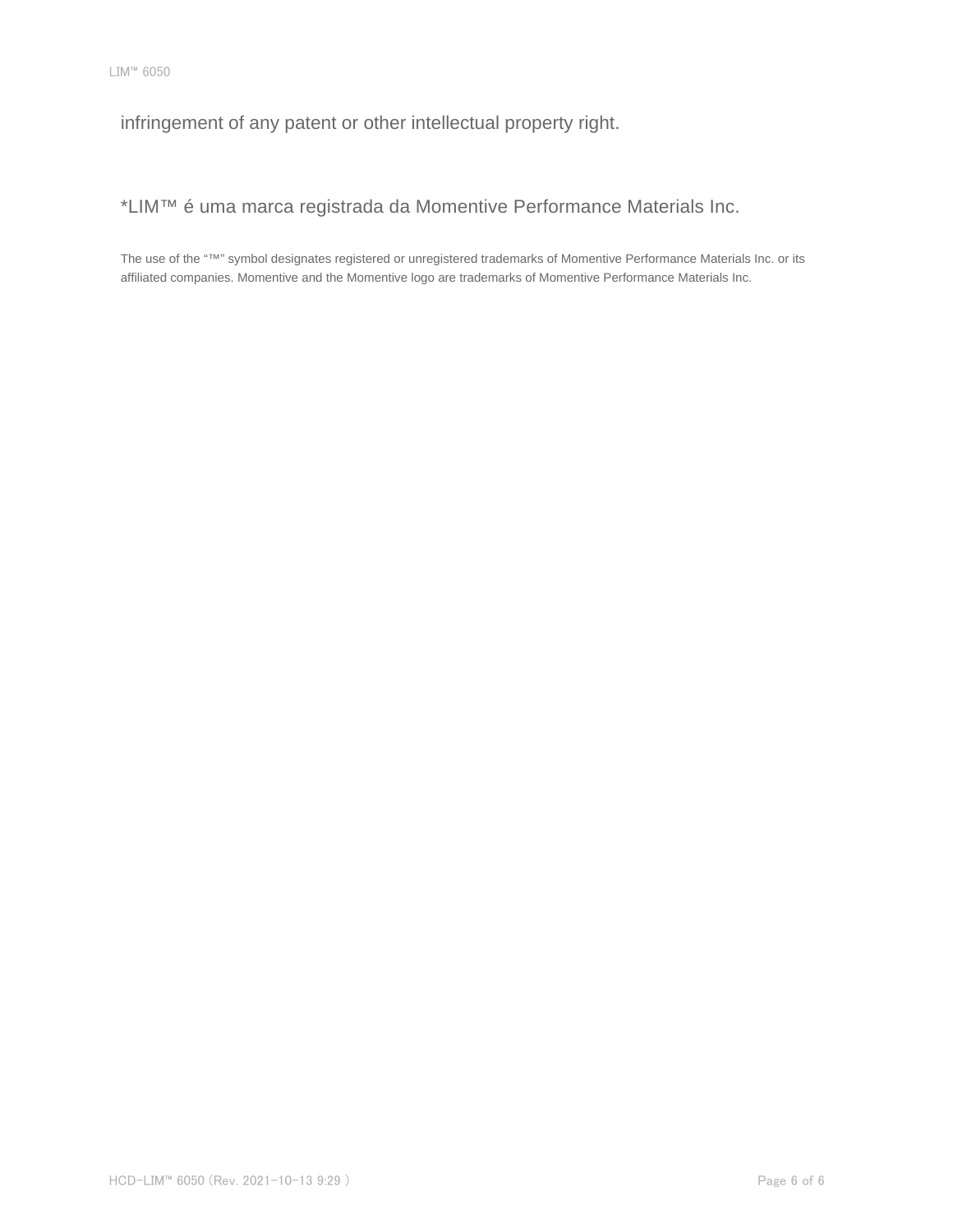infringement of any patent or other intellectual property right.

*LIM™ é uma marca registrada da Momentive Performance Materials Inc.

The use of the "™" symbol designates registered or unregistered trademarks of Momentive Performance Materials Inc. or its affiliated companies. Momentive and the Momentive logo are trademarks of Momentive Performance Materials Inc.